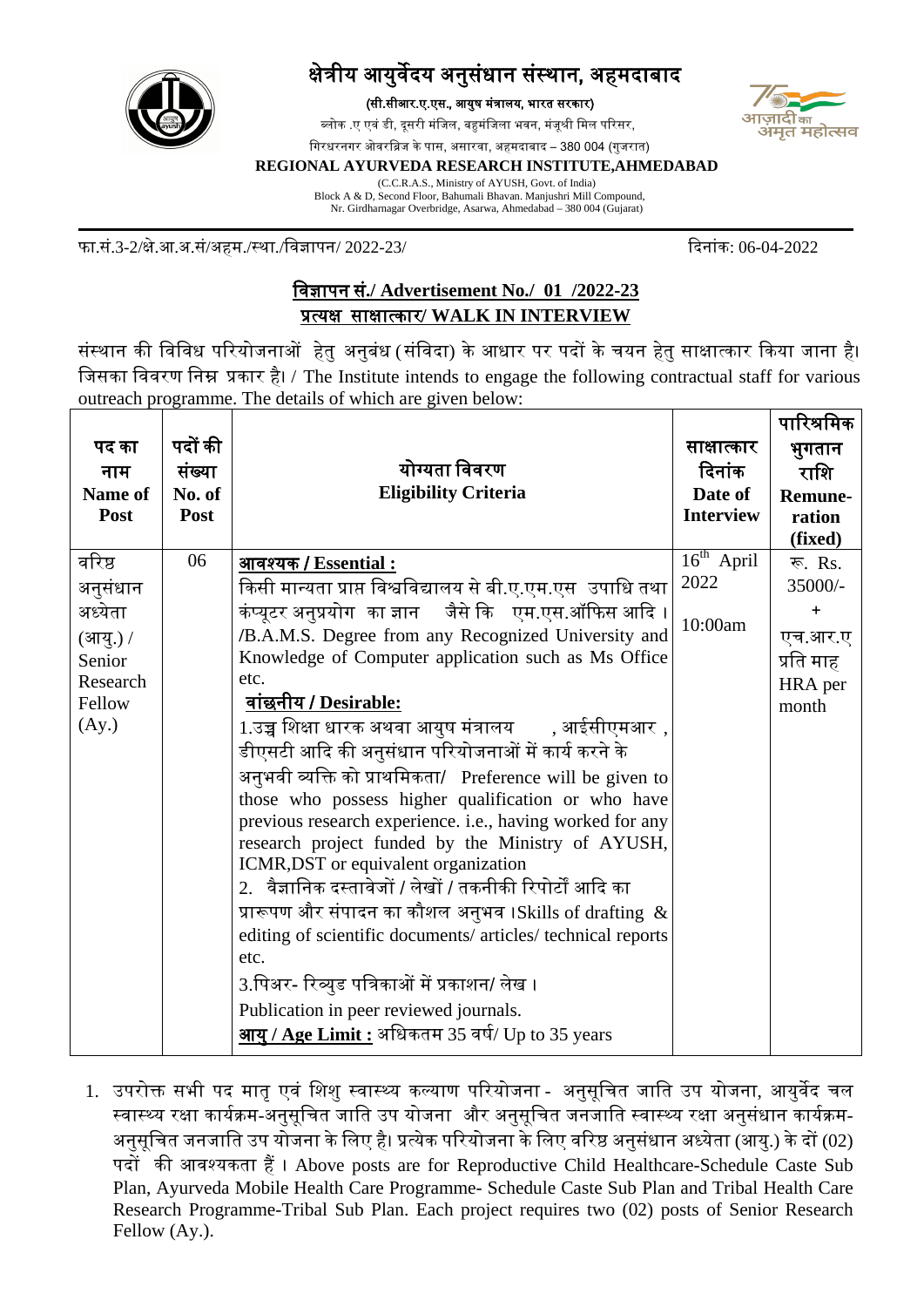# क्षेत्रीय आयुर्वेदय अनुसंधान संस्थान, अहमदाबाद

**(सी.सीआर.ए.एस., आयुष मंत्रालय, भारत सरकार)**

ब्लोक .ए एवं डी, दूसरी मंजिल, बहुमंजिला भवन, मंजूश्री मिल परिसर,

गिरधरनगर ओवरब्रिज के पास, असारवा, अहमदाबाद – 380 004 (गुजरात)

**REGIONAL AYURVEDA RESEARCH INSTITUTE,AHMEDABAD**

(C.C.R.A.S., Ministry of AYUSH, Govt. of India)

Block A & D, Second Floor, Bahumali Bhavan. Manjushri Mill Compound,

Nr. Girdharnagar Overbridge, Asarwa, Ahmedabad – 380 004 (Gujarat)

फा.सं.3-2/क्षे.आ.अ.सं/अहम./स्था./विज्ञापन/ 2022-23/ दिनांक: 06-04-2022

## विज्ञापन सं./ Advertisement No./ 01 /2022-23
## प्रत्यक्ष साक्षात्कार/ WALK IN INTERVIEW

संस्थान की विविध परियोजनाओं हेतु अनुबंध (संविदा) के आधार पर पदों के चयन हेतु साक्षात्कार किया जाना है। जिसका विवरण निम्न प्रकार है। / The Institute intends to engage the following contractual staff for various outreach programme. The details of which are given below:

| पद का नाम Name of Post | पदों की संख्या No. of Post | योग्यता विवरण Eligibility Criteria | साक्षात्कार दिनांक Date of Interview | पारिश्रमिक भुगतान राशि Remune-ration (fixed) |
|---|---|---|---|---|
| वरिष्ठ अनुसंधान अध्येता (आयु.) / Senior Research Fellow (Ay.) | 06 | **आवश्यक / Essential :** किसी मान्यता प्राप्त विश्वविद्यालय से बी.ए.एम.एस उपाधि तथा कंप्यूटर अनुप्रयोग का ज्ञान जैसे कि एम.एस.ऑफिस आदि । /B.A.M.S. Degree from any Recognized University and Knowledge of Computer application such as Ms Office etc. **वांछनीय / Desirable:** 1.उच्च शिक्षा धारक अथवा आयुष मंत्रालय , आईसीएमआर , डीएसटी आदि की अनुसंधान परियोजनाओं में कार्य करने के अनुभवी व्यक्ति को प्राथमिकता/ Preference will be given to those who possess higher qualification or who have previous research experience. i.e., having worked for any research project funded by the Ministry of AYUSH, ICMR,DST or equivalent organization 2. वैज्ञानिक दस्तावेजों / लेखों / तकनीकी रिपोर्टों आदि का प्रारूपण और संपादन का कौशल अनुभव ।Skills of drafting & editing of scientific documents/ articles/ technical reports etc. 3.पिअर- रिव्युड पत्रिकाओं में प्रकाशन/ लेख । Publication in peer reviewed journals. **आयु / Age Limit :** अधिकतम 35 वर्ष/ Up to 35 years | 16th April 2022 10:00am | रू. Rs. 35000/- + एच.आर.ए प्रति माह HRA per month |

1. उपरोक्त सभी पद मातृ एवं शिशु स्वास्थ्य कल्याण परियोजना - अनुसूचित जाति उप योजना, आयुर्वेद चल स्वास्थ्य रक्षा कार्यक्रम-अनुसूचित जाति उप योजना और अनुसूचित जनजाति स्वास्थ्य रक्षा अनुसंधान कार्यक्रम-अनुसूचित जनजाति उप योजना के लिए है। प्रत्येक परियोजना के लिए वरिष्ठ अनुसंधान अध्येता (आयु.) के दों (02) पदों की आवश्यकता हैं । Above posts are for Reproductive Child Healthcare-Schedule Caste Sub Plan, Ayurveda Mobile Health Care Programme- Schedule Caste Sub Plan and Tribal Health Care Research Programme-Tribal Sub Plan. Each project requires two (02) posts of Senior Research Fellow (Ay.).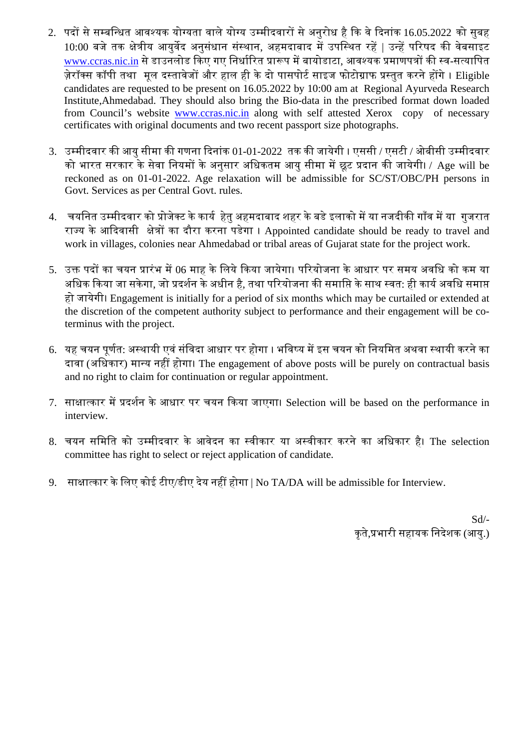2. पदों से सम्बन्धित आवश्यक योग्यता वाले योग्य उम्मीदवारों से अनुरोध है कि वे दिनांक 16.05.2022 को सुबह 10:00 बजे तक क्षेत्रीय आयुर्वेद अनुसंधान संस्थान, अहमदाबाद में उपस्थित रहें | उन्हें परिषद की वेबसाइट www.ccras.nic.in से डाउनलोड किए गए निर्धारित प्रारूप में बायोडाटा, आवश्यक प्रमाणपत्रों की स्व-सत्यापित ज़ेरॉक्स कॉपी तथा मूल दस्तावेजों और हाल ही के दो पासपोर्ट साइज फोटोग्राफ प्रस्तुत करने होंगे । Eligible candidates are requested to be present on 16.05.2022 by 10:00 am at Regional Ayurveda Research Institute,Ahmedabad. They should also bring the Bio-data in the prescribed format down loaded from Council's website www.ccras.nic.in along with self attested Xerox copy of necessary certificates with original documents and two recent passport size photographs.

3. उम्मीदवार की आयु सीमा की गणना दिनांक 01-01-2022 तक की जायेगी । एससी / एसटी / ओबीसी उम्मीदवार को भारत सरकार के सेवा नियमों के अनुसार अधिकतम आयु सीमा में छूट प्रदान की जायेगी। / Age will be reckoned as on 01-01-2022. Age relaxation will be admissible for SC/ST/OBC/PH persons in Govt. Services as per Central Govt. rules.

4. चयनित उम्मीदवार को प्रोजेक्ट के कार्य हेतु अहमदाबाद शहर के बडे इलाको में या नजदीकी गाँव में या गुजरात राज्य के आदिवासी क्षेत्रों का दौरा करना पडेगा । Appointed candidate should be ready to travel and work in villages, colonies near Ahmedabad or tribal areas of Gujarat state for the project work.

5. उक्त पदों का चयन प्रारंभ में 06 माह के लिये किया जायेगा। परियोजना के आधार पर समय अवधि को कम या अधिक किया जा सकेगा, जो प्रदर्शन के अधीन है, तथा परियोजना की समाप्ति के साथ स्वत: ही कार्य अवधि समाप्त हो जायेगी। Engagement is initially for a period of six months which may be curtailed or extended at the discretion of the competent authority subject to performance and their engagement will be co-terminus with the project.

6. यह चयन पूर्णत: अस्थायी एवं संविदा आधार पर होगा । भविष्य में इस चयन को नियमित अथवा स्थायी करने का दावा (अधिकार) मान्य नहीं होगा। The engagement of above posts will be purely on contractual basis and no right to claim for continuation or regular appointment.

7. साक्षात्कार में प्रदर्शन के आधार पर चयन किया जाएगा। Selection will be based on the performance in interview.

8. चयन समिति को उम्मीदवार के आवेदन का स्वीकार या अस्वीकार करने का अधिकार है। The selection committee has right to select or reject application of candidate.

9. साक्षात्कार के लिए कोई टीए/डीए देय नहीं होगा | No TA/DA will be admissible for Interview.

Sd/-
कृते,प्रभारी सहायक निदेशक (आयु.)